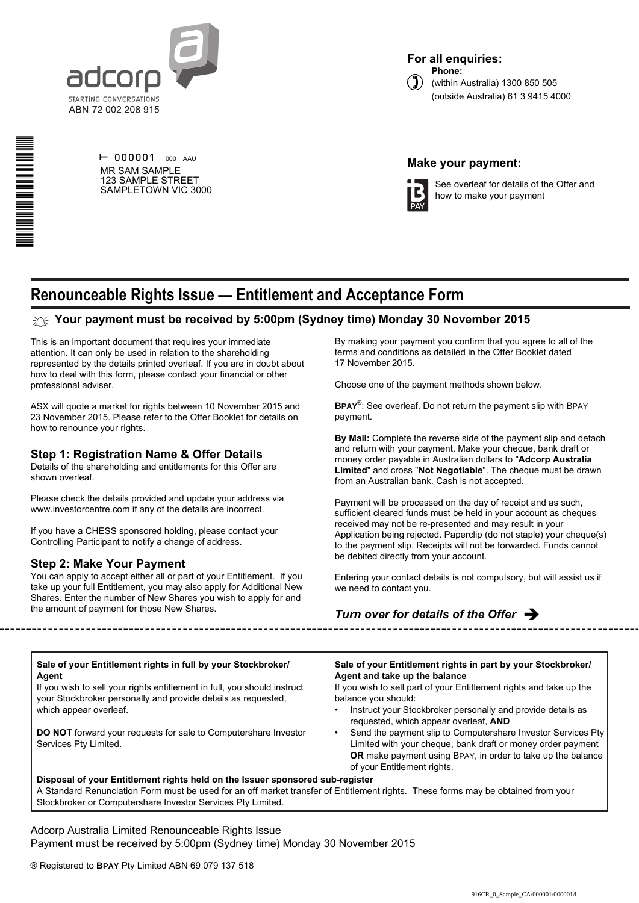adcorp

STARTING CONVERSATIONS

ABN 72 002 208 915

**For all enquiries:**

**Phone:**

(within Australia) 1300 850 505

(outside Australia) 61 3 9415 4000

⊢ 000001 000 AAU

MR SAM SAMPLE
123 SAMPLE STREET
SAMPLETOWN VIC 3000

**Make your payment:**

See overleaf for details of the Offer and how to make your payment

# Renounceable Rights Issue — Entitlement and Acceptance Form

**Your payment must be received by 5:00pm (Sydney time) Monday 30 November 2015**

This is an important document that requires your immediate attention. It can only be used in relation to the shareholding represented by the details printed overleaf. If you are in doubt about how to deal with this form, please contact your financial or other professional adviser.

ASX will quote a market for rights between 10 November 2015 and 23 November 2015. Please refer to the Offer Booklet for details on how to renounce your rights.

## Step 1: Registration Name & Offer Details

Details of the shareholding and entitlements for this Offer are shown overleaf.

Please check the details provided and update your address via www.investorcentre.com if any of the details are incorrect.

If you have a CHESS sponsored holding, please contact your Controlling Participant to notify a change of address.

## Step 2: Make Your Payment

You can apply to accept either all or part of your Entitlement. If you take up your full Entitlement, you may also apply for Additional New Shares. Enter the number of New Shares you wish to apply for and the amount of payment for those New Shares.

By making your payment you confirm that you agree to all of the terms and conditions as detailed in the Offer Booklet dated 17 November 2015.

Choose one of the payment methods shown below.

**BPAY**®: See overleaf. Do not return the payment slip with BPAY payment.

**By Mail:** Complete the reverse side of the payment slip and detach and return with your payment. Make your cheque, bank draft or money order payable in Australian dollars to "**Adcorp Australia Limited**" and cross "**Not Negotiable**". The cheque must be drawn from an Australian bank. Cash is not accepted.

Payment will be processed on the day of receipt and as such, sufficient cleared funds must be held in your account as cheques received may not be re-presented and may result in your Application being rejected. Paperclip (do not staple) your cheque(s) to the payment slip. Receipts will not be forwarded. Funds cannot be debited directly from your account.

Entering your contact details is not compulsory, but will assist us if we need to contact you.

***Turn over for details of the Offer*** ➔

---

**Sale of your Entitlement rights in full by your Stockbroker/Agent**

If you wish to sell your rights entitlement in full, you should instruct your Stockbroker personally and provide details as requested, which appear overleaf.

**DO NOT** forward your requests for sale to Computershare Investor Services Pty Limited.

**Sale of your Entitlement rights in part by your Stockbroker/Agent and take up the balance**

If you wish to sell part of your Entitlement rights and take up the balance you should:

- Instruct your Stockbroker personally and provide details as requested, which appear overleaf, **AND**
- Send the payment slip to Computershare Investor Services Pty Limited with your cheque, bank draft or money order payment **OR** make payment using BPAY, in order to take up the balance of your Entitlement rights.

**Disposal of your Entitlement rights held on the Issuer sponsored sub-register**

A Standard Renunciation Form must be used for an off market transfer of Entitlement rights. These forms may be obtained from your Stockbroker or Computershare Investor Services Pty Limited.

Adcorp Australia Limited Renounceable Rights Issue

Payment must be received by 5:00pm (Sydney time) Monday 30 November 2015

® Registered to **BPAY** Pty Limited ABN 69 079 137 518

916CR_0_Sample_CA/000001/000001/i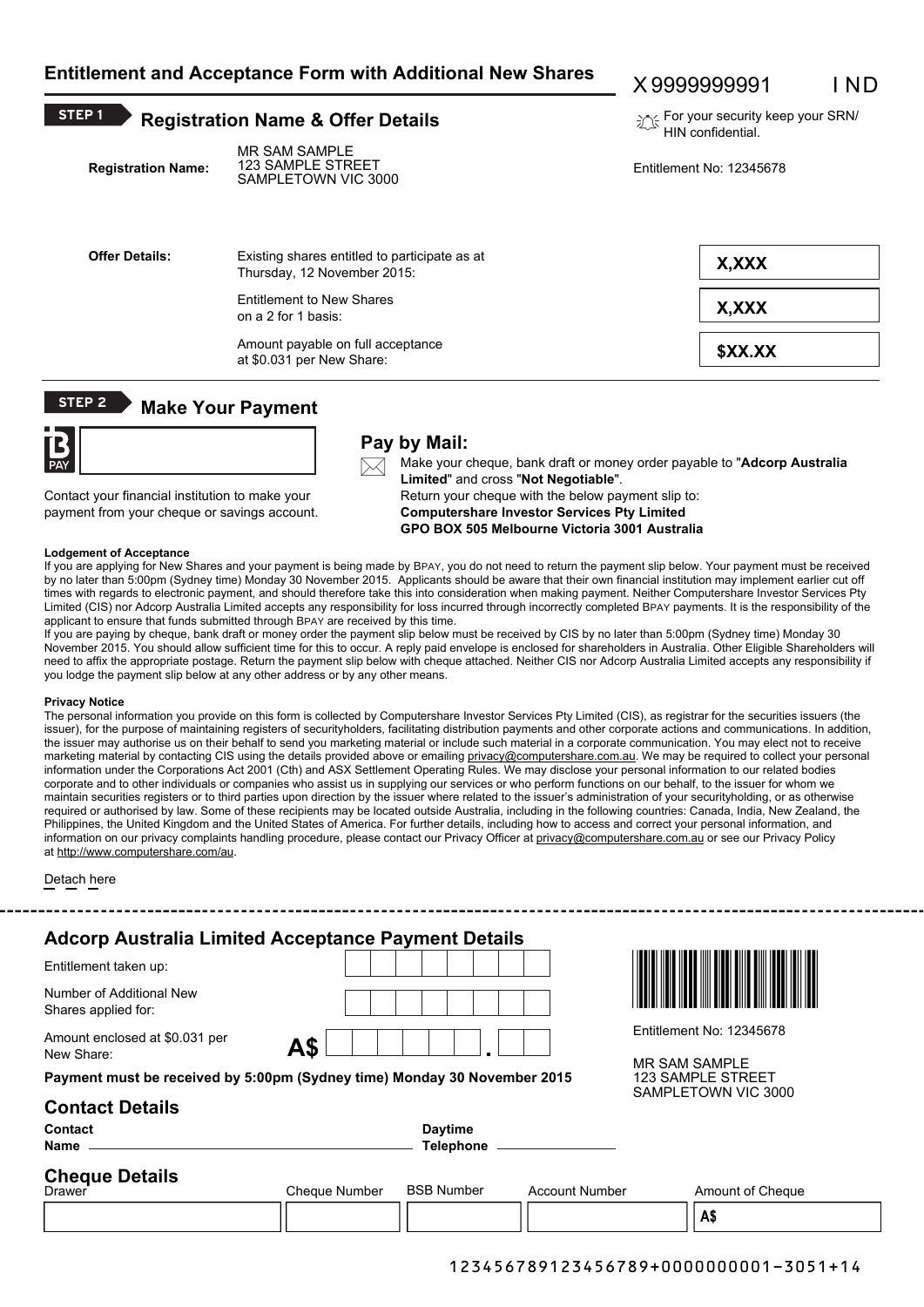# Entitlement and Acceptance Form with Additional New Shares

X 9999999991 IND

For your security keep your SRN/HIN confidential.

## STEP 1 Registration Name & Offer Details

**Registration Name:**
MR SAM SAMPLE
123 SAMPLE STREET
SAMPLETOWN VIC 3000

Entitlement No: 12345678

**Offer Details:**

| | |
|---|---|
| Existing shares entitled to participate as at Thursday, 12 November 2015: | **X,XXX** |
| Entitlement to New Shares on a 2 for 1 basis: | **X,XXX** |
| Amount payable on full acceptance at $0.031 per New Share: | **$XX.XX** |

## STEP 2 Make Your Payment

BPAY

Contact your financial institution to make your payment from your cheque or savings account.

### Pay by Mail:

Make your cheque, bank draft or money order payable to "**Adcorp Australia Limited**" and cross "**Not Negotiable**".
Return your cheque with the below payment slip to:
**Computershare Investor Services Pty Limited**
**GPO BOX 505 Melbourne Victoria 3001 Australia**

**Lodgement of Acceptance**

If you are applying for New Shares and your payment is being made by BPAY, you do not need to return the payment slip below. Your payment must be received by no later than 5:00pm (Sydney time) Monday 30 November 2015. Applicants should be aware that their own financial institution may implement earlier cut off times with regards to electronic payment, and should therefore take this into consideration when making payment. Neither Computershare Investor Services Pty Limited (CIS) nor Adcorp Australia Limited accepts any responsibility for loss incurred through incorrectly completed BPAY payments. It is the responsibility of the applicant to ensure that funds submitted through BPAY are received by this time.

If you are paying by cheque, bank draft or money order the payment slip below must be received by CIS by no later than 5:00pm (Sydney time) Monday 30 November 2015. You should allow sufficient time for this to occur. A reply paid envelope is enclosed for shareholders in Australia. Other Eligible Shareholders will need to affix the appropriate postage. Return the payment slip below with cheque attached. Neither CIS nor Adcorp Australia Limited accepts any responsibility if you lodge the payment slip below at any other address or by any other means.

**Privacy Notice**

The personal information you provide on this form is collected by Computershare Investor Services Pty Limited (CIS), as registrar for the securities issuers (the issuer), for the purpose of maintaining registers of securityholders, facilitating distribution payments and other corporate actions and communications. In addition, the issuer may authorise us on their behalf to send you marketing material or include such material in a corporate communication. You may elect not to receive marketing material by contacting CIS using the details provided above or emailing privacy@computershare.com.au. We may be required to collect your personal information under the Corporations Act 2001 (Cth) and ASX Settlement Operating Rules. We may disclose your personal information to our related bodies corporate and to other individuals or companies who assist us in supplying our services or who perform functions on our behalf, to the issuer for whom we maintain securities registers or to third parties upon direction by the issuer where related to the issuer's administration of your securityholding, or as otherwise required or authorised by law. Some of these recipients may be located outside Australia, including in the following countries: Canada, India, New Zealand, the Philippines, the United Kingdom and the United States of America. For further details, including how to access and correct your personal information, and information on our privacy complaints handling procedure, please contact our Privacy Officer at privacy@computershare.com.au or see our Privacy Policy at http://www.computershare.com/au.

Detach here

---

## Adcorp Australia Limited Acceptance Payment Details

Entitlement taken up:

Number of Additional New Shares applied for:

Amount enclosed at $0.031 per New Share: A$ .

Entitlement No: 12345678

MR SAM SAMPLE
123 SAMPLE STREET
SAMPLETOWN VIC 3000

**Payment must be received by 5:00pm (Sydney time) Monday 30 November 2015**

## Contact Details

**Contact Name** ____________________ **Daytime Telephone** ____________________

## Cheque Details

| Drawer | Cheque Number | BSB Number | Account Number | Amount of Cheque |
|---|---|---|---|---|
| | | | | A$ |

123456789123456789+0000000001-3051+14